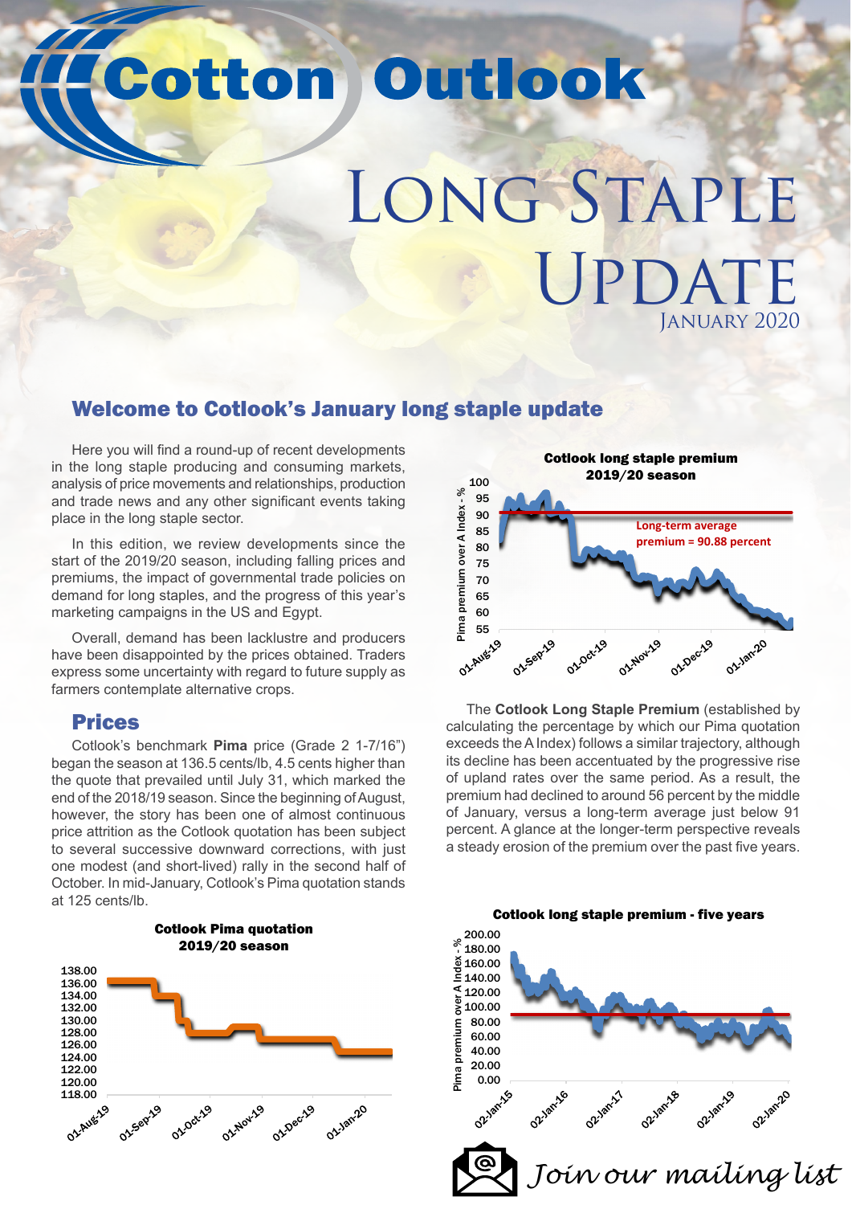# Cotton Outlook

# Long Staple Update

January 2020

## Welcome to Cotlook's January long staple update

Here you will find a round-up of recent developments in the long staple producing and consuming markets, analysis of price movements and relationships, production and trade news and any other significant events taking place in the long staple sector.

In this edition, we review developments since the start of the 2019/20 season, including falling prices and premiums, the impact of governmental trade policies on demand for long staples, and the progress of this year's marketing campaigns in the US and Egypt.

Overall, demand has been lacklustre and producers have been disappointed by the prices obtained. Traders express some uncertainty with regard to future supply as farmers contemplate alternative crops.

## Prices

Cotlook's benchmark **Pima** price (Grade 2 1-7/16") began the season at 136.5 cents/lb, 4.5 cents higher than the quote that prevailed until July 31, which marked the end of the 2018/19 season. Since the beginning of August, however, the story has been one of almost continuous price attrition as the Cotlook quotation has been subject to several successive downward corrections, with just one modest (and short-lived) rally in the second half of October. In mid-January, Cotlook's Pima quotation stands at 125 cents/lb.

**Cotlook Pima quotation 2019/20 season**

**Cotlook long staple premium 2019/20 season**

Long-term average premium = 90.88 percent

The **Cotlook Long Staple Premium** (established by calculating the percentage by which our Pima quotation exceeds the A Index) follows a similar trajectory, although its decline has been accentuated by the progressive rise of upland rates over the same period. As a result, the premium had declined to around 56 percent by the middle of January, versus a long-term average just below 91 percent. A glance at the longer-term perspective reveals a steady erosion of the premium over the past five years.

**Cotlook long staple premium - five years**

*Join our mailing list*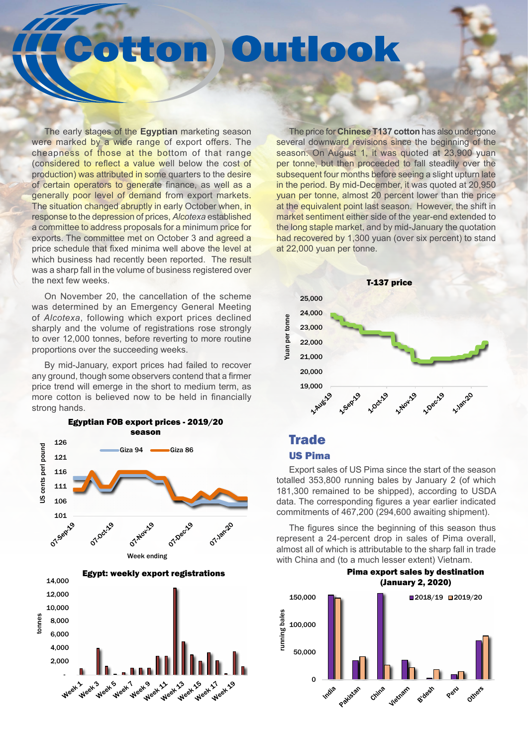# Cotton Outlook

The early stages of the **Egyptian** marketing season were marked by a wide range of export offers. The cheapness of those at the bottom of that range (considered to reflect a value well below the cost of production) was attributed in some quarters to the desire of certain operators to generate finance, as well as a generally poor level of demand from export markets. The situation changed abruptly in early October when, in response to the depression of prices, *Alcotexa* established a committee to address proposals for a minimum price for exports. The committee met on October 3 and agreed a price schedule that fixed minima well above the level at which business had recently been reported. The result was a sharp fall in the volume of business registered over the next few weeks.

On November 20, the cancellation of the scheme was determined by an Emergency General Meeting of *Alcotexa*, following which export prices declined sharply and the volume of registrations rose strongly to over 12,000 tonnes, before reverting to more routine proportions over the succeeding weeks.

By mid-January, export prices had failed to recover any ground, though some observers contend that a firmer price trend will emerge in the short to medium term, as more cotton is believed now to be held in financially strong hands.

**Egyptian FOB export prices - 2019/20 season**

**Egypt: weekly export registrations**

The price for **Chinese T137 cotton** has also undergone several downward revisions since the beginning of the season. On August 1, it was quoted at 23,900 yuan per tonne, but then proceeded to fall steadily over the subsequent four months before seeing a slight upturn late in the period. By mid-December, it was quoted at 20,950 yuan per tonne, almost 20 percent lower than the price at the equivalent point last season. However, the shift in market sentiment either side of the year-end extended to the long staple market, and by mid-January the quotation had recovered by 1,300 yuan (over six percent) to stand at 22,000 yuan per tonne.

**T-137 price**

## Trade

### US Pima

Export sales of US Pima since the start of the season totalled 353,800 running bales by January 2 (of which 181,300 remained to be shipped), according to USDA data. The corresponding figures a year earlier indicated commitments of 467,200 (294,600 awaiting shipment).

The figures since the beginning of this season thus represent a 24-percent drop in sales of Pima overall, almost all of which is attributable to the sharp fall in trade with China and (to a much lesser extent) Vietnam.

**Pima export sales by destination (January 2, 2020)**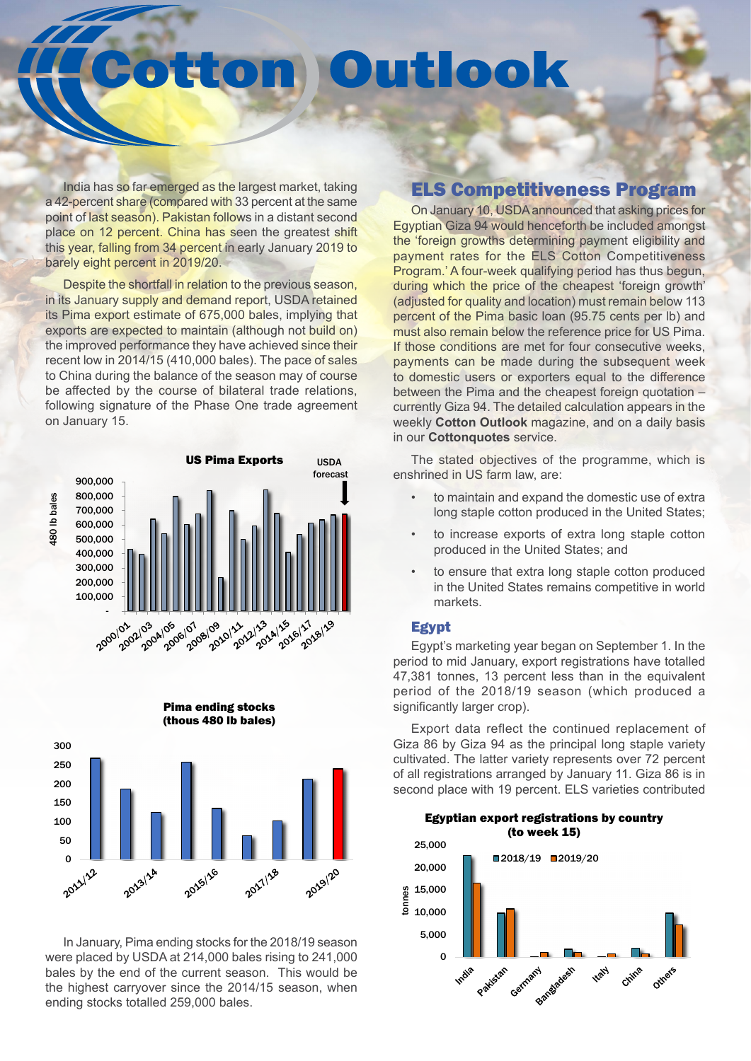# Cotton Outlook

India has so far emerged as the largest market, taking a 42-percent share (compared with 33 percent at the same point of last season). Pakistan follows in a distant second place on 12 percent. China has seen the greatest shift this year, falling from 34 percent in early January 2019 to barely eight percent in 2019/20.

Despite the shortfall in relation to the previous season, in its January supply and demand report, USDA retained its Pima export estimate of 675,000 bales, implying that exports are expected to maintain (although not build on) the improved performance they have achieved since their recent low in 2014/15 (410,000 bales). The pace of sales to China during the balance of the season may of course be affected by the course of bilateral trade relations, following signature of the Phase One trade agreement on January 15.

**US Pima Exports**

**Pima ending stocks (thous 480 lb bales)**

In January, Pima ending stocks for the 2018/19 season were placed by USDA at 214,000 bales rising to 241,000 bales by the end of the current season. This would be the highest carryover since the 2014/15 season, when ending stocks totalled 259,000 bales.

## ELS Competitiveness Program

On January 10, USDA announced that asking prices for Egyptian Giza 94 would henceforth be included amongst the 'foreign growths determining payment eligibility and payment rates for the ELS Cotton Competitiveness Program.' A four-week qualifying period has thus begun, during which the price of the cheapest 'foreign growth' (adjusted for quality and location) must remain below 113 percent of the Pima basic loan (95.75 cents per lb) and must also remain below the reference price for US Pima. If those conditions are met for four consecutive weeks, payments can be made during the subsequent week to domestic users or exporters equal to the difference between the Pima and the cheapest foreign quotation – currently Giza 94. The detailed calculation appears in the weekly **Cotton Outlook** magazine, and on a daily basis in our **Cottonquotes** service.

The stated objectives of the programme, which is enshrined in US farm law, are:

- to maintain and expand the domestic use of extra long staple cotton produced in the United States;
- to increase exports of extra long staple cotton produced in the United States; and
- to ensure that extra long staple cotton produced in the United States remains competitive in world markets.

### Egypt

Egypt's marketing year began on September 1. In the period to mid January, export registrations have totalled 47,381 tonnes, 13 percent less than in the equivalent period of the 2018/19 season (which produced a significantly larger crop).

Export data reflect the continued replacement of Giza 86 by Giza 94 as the principal long staple variety cultivated. The latter variety represents over 72 percent of all registrations arranged by January 11. Giza 86 is in second place with 19 percent. ELS varieties contributed

**Egyptian export registrations by country (to week 15)**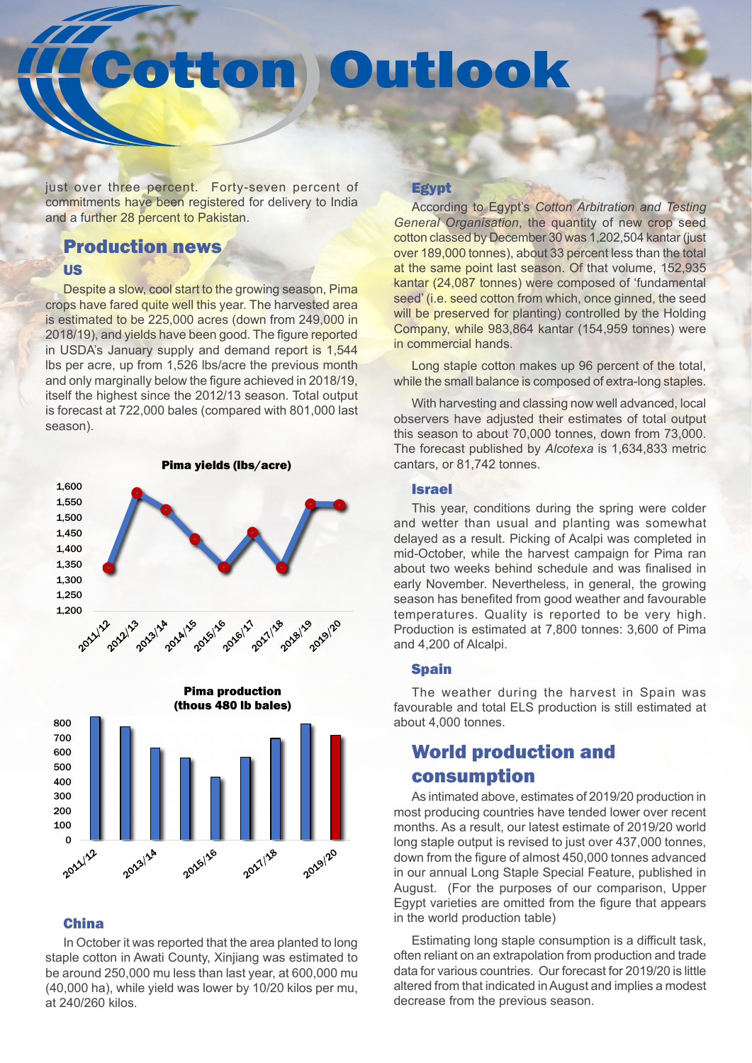just over three percent. Forty-seven percent of commitments have been registered for delivery to India and a further 28 percent to Pakistan.

## Production news

### US

Despite a slow, cool start to the growing season, Pima crops have fared quite well this year. The harvested area is estimated to be 225,000 acres (down from 249,000 in 2018/19), and yields have been good. The figure reported in USDA's January supply and demand report is 1,544 lbs per acre, up from 1,526 lbs/acre the previous month and only marginally below the figure achieved in 2018/19, itself the highest since the 2012/13 season. Total output is forecast at 722,000 bales (compared with 801,000 last season).

**Pima yields (lbs/acre)**

**Pima production (thous 480 lb bales)**

### China

In October it was reported that the area planted to long staple cotton in Awati County, Xinjiang was estimated to be around 250,000 mu less than last year, at 600,000 mu (40,000 ha), while yield was lower by 10/20 kilos per mu, at 240/260 kilos.

### Egypt

According to Egypt's *Cotton Arbitration and Testing General Organisation*, the quantity of new crop seed cotton classed by December 30 was 1,202,504 kantar (just over 189,000 tonnes), about 33 percent less than the total at the same point last season. Of that volume, 152,935 kantar (24,087 tonnes) were composed of 'fundamental seed' (i.e. seed cotton from which, once ginned, the seed will be preserved for planting) controlled by the Holding Company, while 983,864 kantar (154,959 tonnes) were in commercial hands.

Long staple cotton makes up 96 percent of the total, while the small balance is composed of extra-long staples.

With harvesting and classing now well advanced, local observers have adjusted their estimates of total output this season to about 70,000 tonnes, down from 73,000. The forecast published by *Alcotexa* is 1,634,833 metric cantars, or 81,742 tonnes.

### Israel

This year, conditions during the spring were colder and wetter than usual and planting was somewhat delayed as a result. Picking of Acalpi was completed in mid-October, while the harvest campaign for Pima ran about two weeks behind schedule and was finalised in early November. Nevertheless, in general, the growing season has benefited from good weather and favourable temperatures. Quality is reported to be very high. Production is estimated at 7,800 tonnes: 3,600 of Pima and 4,200 of Alcalpi.

### Spain

The weather during the harvest in Spain was favourable and total ELS production is still estimated at about 4,000 tonnes.

## World production and consumption

As intimated above, estimates of 2019/20 production in most producing countries have tended lower over recent months. As a result, our latest estimate of 2019/20 world long staple output is revised to just over 437,000 tonnes, down from the figure of almost 450,000 tonnes advanced in our annual Long Staple Special Feature, published in August. (For the purposes of our comparison, Upper Egypt varieties are omitted from the figure that appears in the world production table)

Estimating long staple consumption is a difficult task, often reliant on an extrapolation from production and trade data for various countries. Our forecast for 2019/20 is little altered from that indicated in August and implies a modest decrease from the previous season.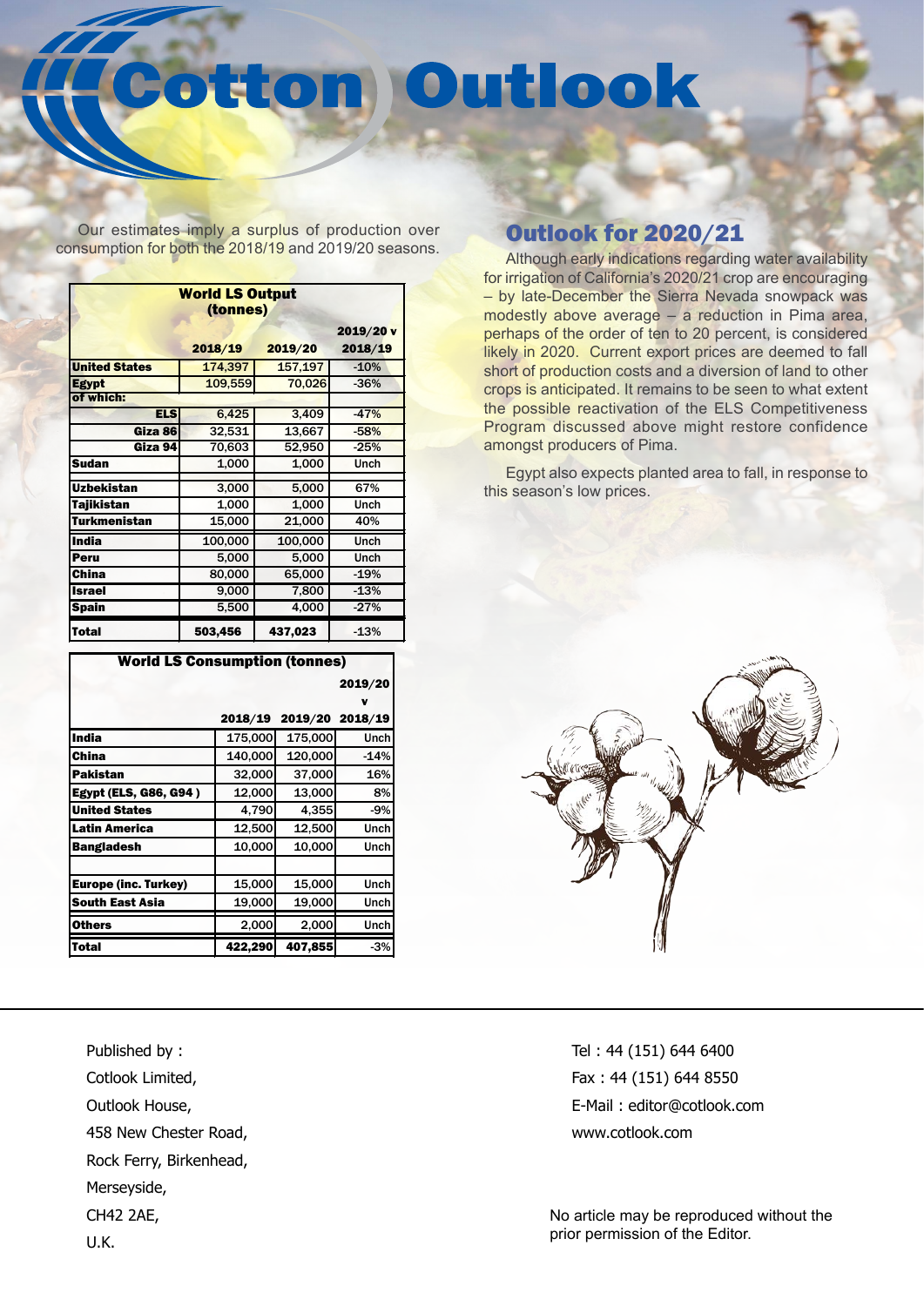# Cotton Outlook

Our estimates imply a surplus of production over consumption for both the 2018/19 and 2019/20 seasons.

| World LS Output (tonnes) | 2018/19 | 2019/20 | 2019/20 v 2018/19 |
|---|---|---|---|
| United States | 174,397 | 157,197 | -10% |
| Egypt | 109,559 | 70,026 | -36% |
| of which: | | | |
| ELS | 6,425 | 3,409 | -47% |
| Giza 86 | 32,531 | 13,667 | -58% |
| Giza 94 | 70,603 | 52,950 | -25% |
| Sudan | 1,000 | 1,000 | Unch |
| Uzbekistan | 3,000 | 5,000 | 67% |
| Tajikistan | 1,000 | 1,000 | Unch |
| Turkmenistan | 15,000 | 21,000 | 40% |
| India | 100,000 | 100,000 | Unch |
| Peru | 5,000 | 5,000 | Unch |
| China | 80,000 | 65,000 | -19% |
| Israel | 9,000 | 7,800 | -13% |
| Spain | 5,500 | 4,000 | -27% |
| Total | 503,456 | 437,023 | -13% |

| World LS Consumption (tonnes) | 2018/19 | 2019/20 | 2019/20 v 2018/19 |
|---|---|---|---|
| India | 175,000 | 175,000 | Unch |
| China | 140,000 | 120,000 | -14% |
| Pakistan | 32,000 | 37,000 | 16% |
| Egypt (ELS, G86, G94 ) | 12,000 | 13,000 | 8% |
| United States | 4,790 | 4,355 | -9% |
| Latin America | 12,500 | 12,500 | Unch |
| Bangladesh | 10,000 | 10,000 | Unch |
| Europe (inc. Turkey) | 15,000 | 15,000 | Unch |
| South East Asia | 19,000 | 19,000 | Unch |
| Others | 2,000 | 2,000 | Unch |
| Total | 422,290 | 407,855 | -3% |

## Outlook for 2020/21

Although early indications regarding water availability for irrigation of California's 2020/21 crop are encouraging – by late-December the Sierra Nevada snowpack was modestly above average – a reduction in Pima area, perhaps of the order of ten to 20 percent, is considered likely in 2020. Current export prices are deemed to fall short of production costs and a diversion of land to other crops is anticipated. It remains to be seen to what extent the possible reactivation of the ELS Competitiveness Program discussed above might restore confidence amongst producers of Pima.

Egypt also expects planted area to fall, in response to this season's low prices.

Published by :
Cotlook Limited,
Outlook House,
458 New Chester Road,
Rock Ferry, Birkenhead,
Merseyside,
CH42 2AE,
U.K.

Tel : 44 (151) 644 6400
Fax : 44 (151) 644 8550
E-Mail : editor@cotlook.com
www.cotlook.com

No article may be reproduced without the prior permission of the Editor.